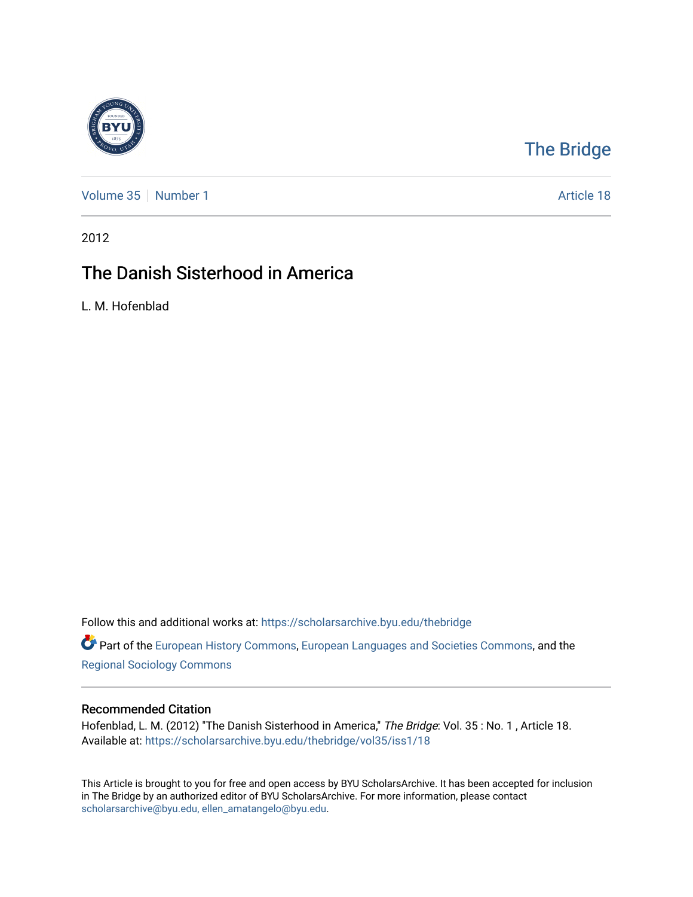# The Bridge

Volume 35 | Number 1 | Article 18

2012

## The Danish Sisterhood in America

L. M. Hofenblad

Follow this and additional works at: https://scholarsarchive.byu.edu/thebridge

Part of the European History Commons, European Languages and Societies Commons, and the Regional Sociology Commons

### Recommended Citation

Hofenblad, L. M. (2012) "The Danish Sisterhood in America," *The Bridge*: Vol. 35 : No. 1 , Article 18.
Available at: https://scholarsarchive.byu.edu/thebridge/vol35/iss1/18

This Article is brought to you for free and open access by BYU ScholarsArchive. It has been accepted for inclusion in The Bridge by an authorized editor of BYU ScholarsArchive. For more information, please contact scholarsarchive@byu.edu, ellen_amatangelo@byu.edu.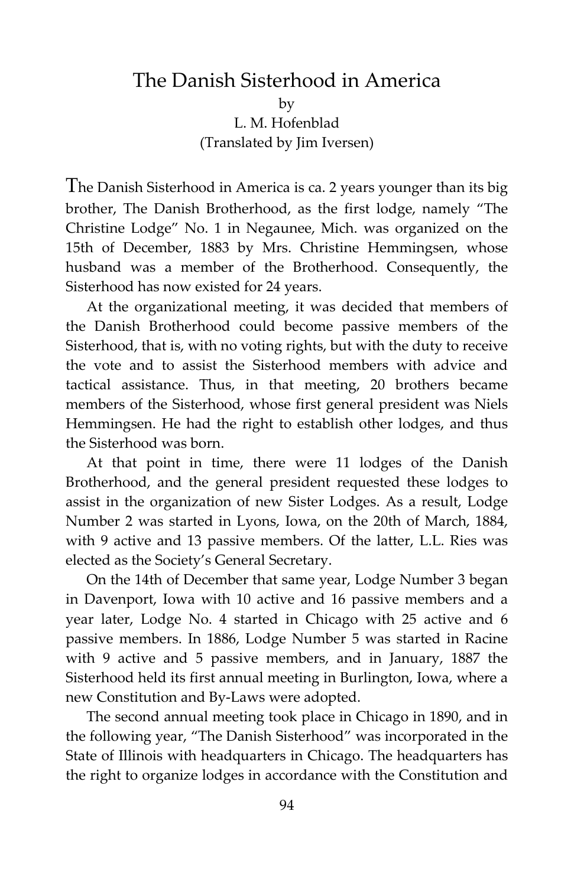# The Danish Sisterhood in America

by

L. M. Hofenblad

(Translated by Jim Iversen)

The Danish Sisterhood in America is ca. 2 years younger than its big brother, The Danish Brotherhood, as the first lodge, namely "The Christine Lodge" No. 1 in Negaunee, Mich. was organized on the 15th of December, 1883 by Mrs. Christine Hemmingsen, whose husband was a member of the Brotherhood. Consequently, the Sisterhood has now existed for 24 years.

At the organizational meeting, it was decided that members of the Danish Brotherhood could become passive members of the Sisterhood, that is, with no voting rights, but with the duty to receive the vote and to assist the Sisterhood members with advice and tactical assistance. Thus, in that meeting, 20 brothers became members of the Sisterhood, whose first general president was Niels Hemmingsen. He had the right to establish other lodges, and thus the Sisterhood was born.

At that point in time, there were 11 lodges of the Danish Brotherhood, and the general president requested these lodges to assist in the organization of new Sister Lodges. As a result, Lodge Number 2 was started in Lyons, Iowa, on the 20th of March, 1884, with 9 active and 13 passive members. Of the latter, L.L. Ries was elected as the Society's General Secretary.

On the 14th of December that same year, Lodge Number 3 began in Davenport, Iowa with 10 active and 16 passive members and a year later, Lodge No. 4 started in Chicago with 25 active and 6 passive members. In 1886, Lodge Number 5 was started in Racine with 9 active and 5 passive members, and in January, 1887 the Sisterhood held its first annual meeting in Burlington, Iowa, where a new Constitution and By-Laws were adopted.

The second annual meeting took place in Chicago in 1890, and in the following year, "The Danish Sisterhood" was incorporated in the State of Illinois with headquarters in Chicago. The headquarters has the right to organize lodges in accordance with the Constitution and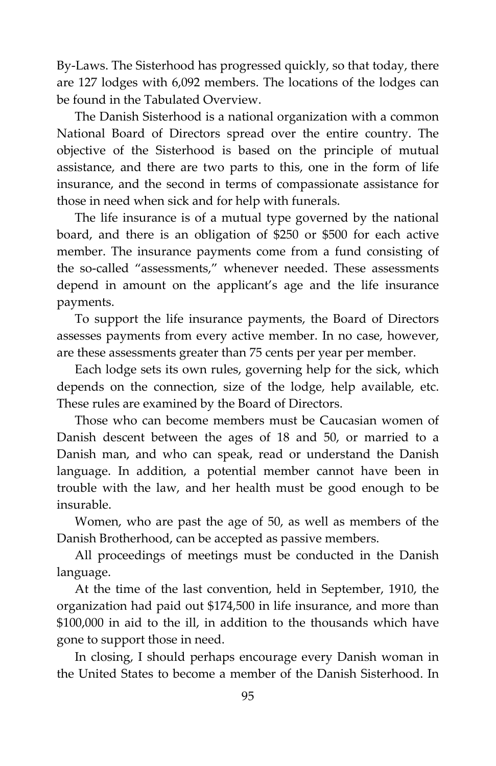By-Laws. The Sisterhood has progressed quickly, so that today, there are 127 lodges with 6,092 members. The locations of the lodges can be found in the Tabulated Overview.

The Danish Sisterhood is a national organization with a common National Board of Directors spread over the entire country. The objective of the Sisterhood is based on the principle of mutual assistance, and there are two parts to this, one in the form of life insurance, and the second in terms of compassionate assistance for those in need when sick and for help with funerals.

The life insurance is of a mutual type governed by the national board, and there is an obligation of $250 or $500 for each active member. The insurance payments come from a fund consisting of the so-called "assessments," whenever needed. These assessments depend in amount on the applicant's age and the life insurance payments.

To support the life insurance payments, the Board of Directors assesses payments from every active member. In no case, however, are these assessments greater than 75 cents per year per member.

Each lodge sets its own rules, governing help for the sick, which depends on the connection, size of the lodge, help available, etc. These rules are examined by the Board of Directors.

Those who can become members must be Caucasian women of Danish descent between the ages of 18 and 50, or married to a Danish man, and who can speak, read or understand the Danish language. In addition, a potential member cannot have been in trouble with the law, and her health must be good enough to be insurable.

Women, who are past the age of 50, as well as members of the Danish Brotherhood, can be accepted as passive members.

All proceedings of meetings must be conducted in the Danish language.

At the time of the last convention, held in September, 1910, the organization had paid out $174,500 in life insurance, and more than $100,000 in aid to the ill, in addition to the thousands which have gone to support those in need.

In closing, I should perhaps encourage every Danish woman in the United States to become a member of the Danish Sisterhood. In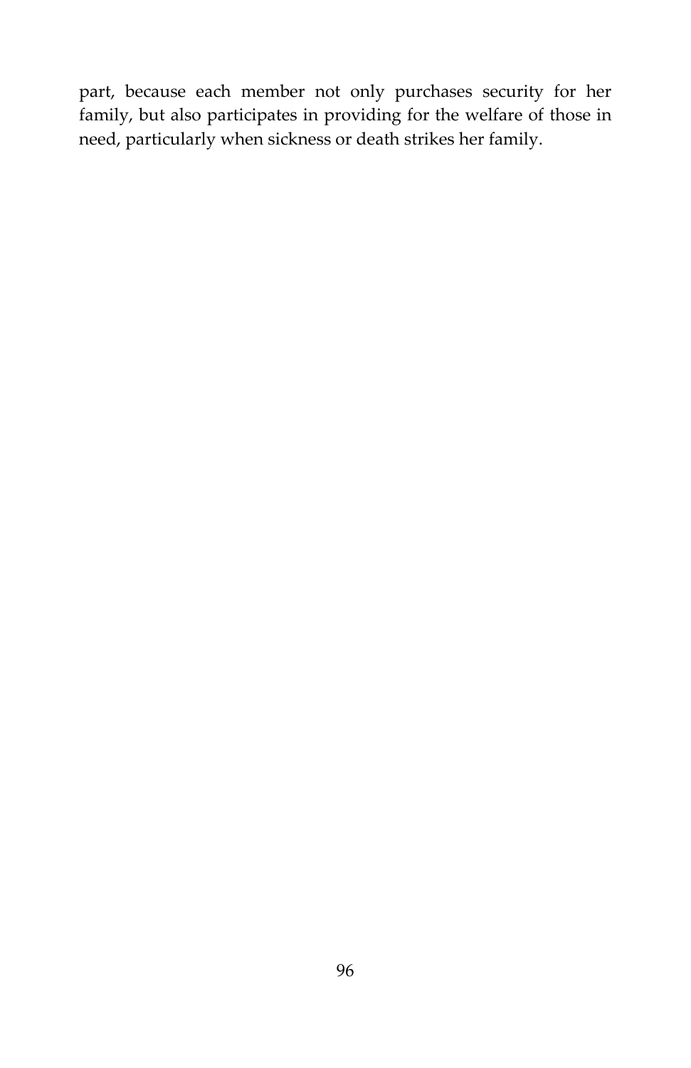part, because each member not only purchases security for her family, but also participates in providing for the welfare of those in need, particularly when sickness or death strikes her family.